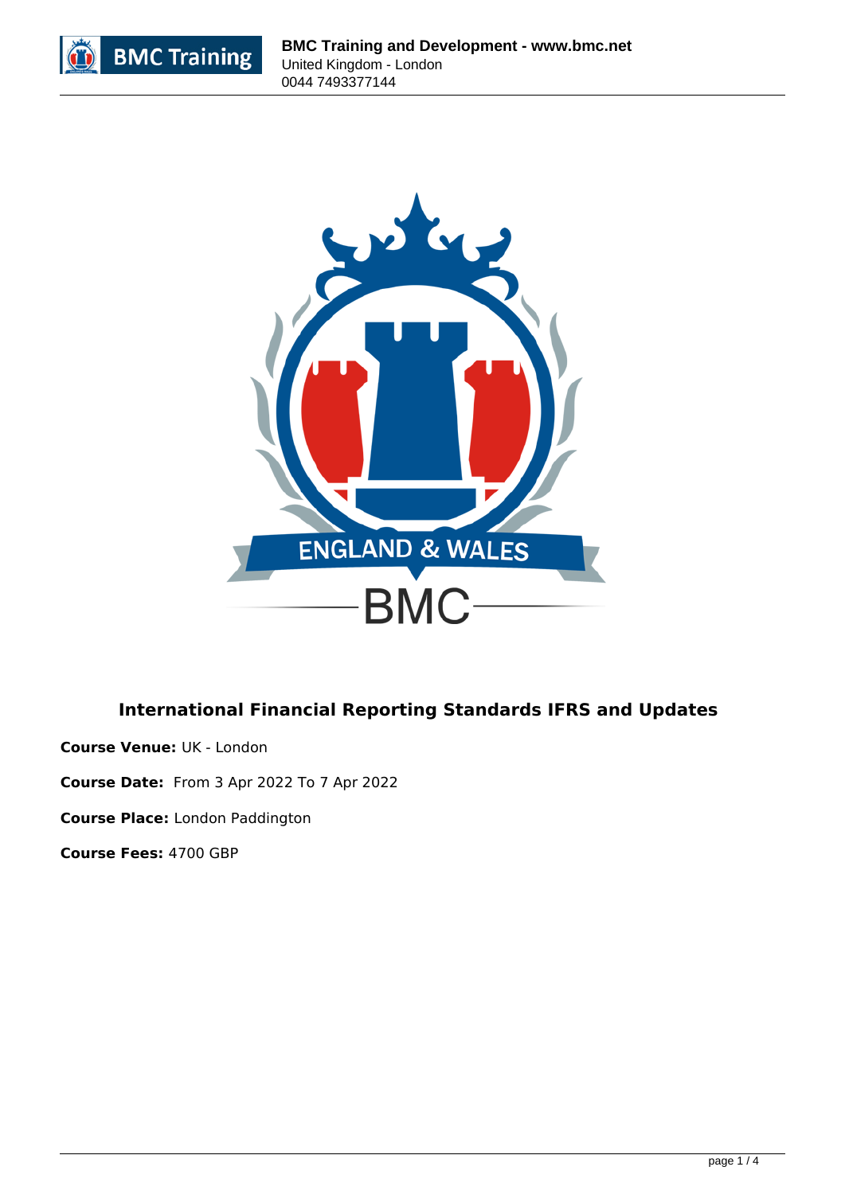# International Financial Reporting Standards IFRS and Updates

**Course Venue:** UK - London

**Course Date:** From 3 Apr 2022 To 7 Apr 2022

**Course Place:** London Paddington

**Course Fees:** 4700 GBP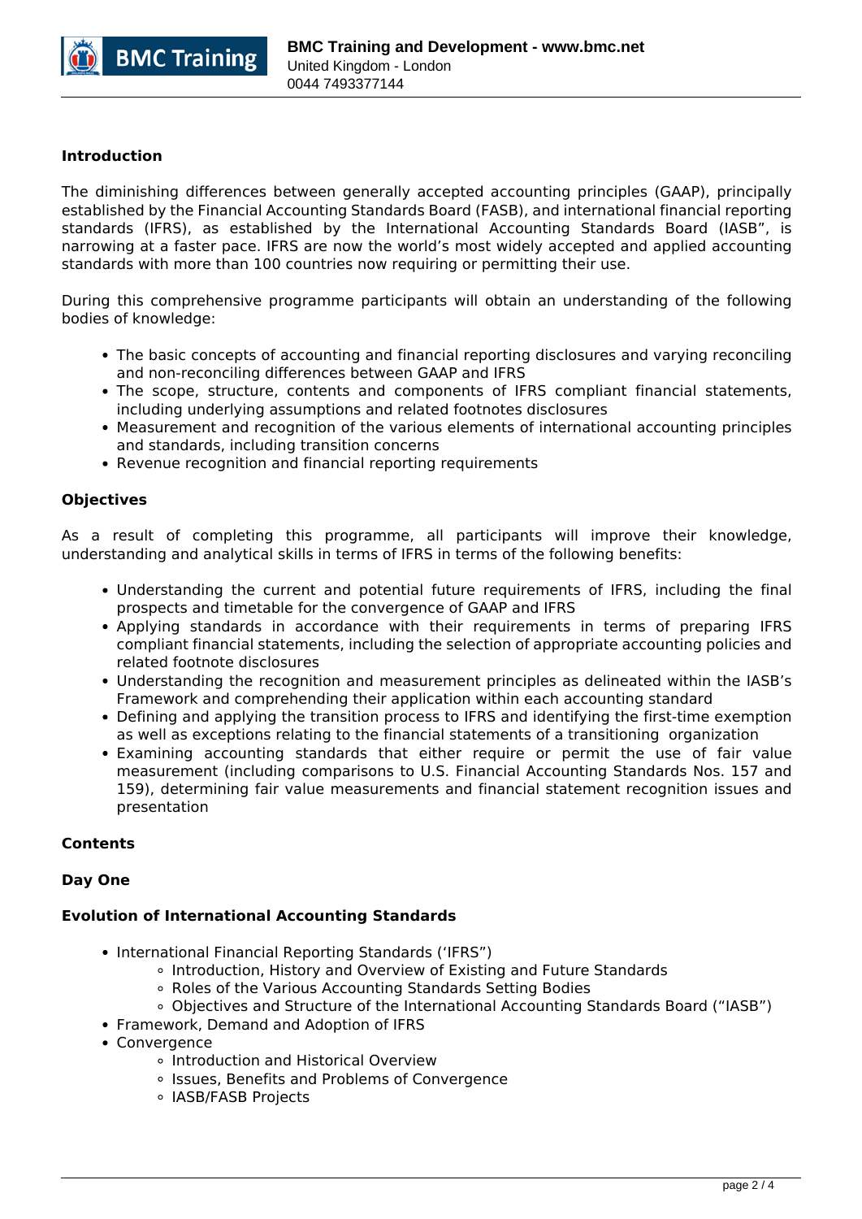**Introduction**

The diminishing differences between generally accepted accounting principles (GAAP), principally established by the Financial Accounting Standards Board (FASB), and international financial reporting standards (IFRS), as established by the International Accounting Standards Board (IASB", is narrowing at a faster pace. IFRS are now the world's most widely accepted and applied accounting standards with more than 100 countries now requiring or permitting their use.

During this comprehensive programme participants will obtain an understanding of the following bodies of knowledge:

- The basic concepts of accounting and financial reporting disclosures and varying reconciling and non-reconciling differences between GAAP and IFRS
- The scope, structure, contents and components of IFRS compliant financial statements, including underlying assumptions and related footnotes disclosures
- Measurement and recognition of the various elements of international accounting principles and standards, including transition concerns
- Revenue recognition and financial reporting requirements

**Objectives**

As a result of completing this programme, all participants will improve their knowledge, understanding and analytical skills in terms of IFRS in terms of the following benefits:

- Understanding the current and potential future requirements of IFRS, including the final prospects and timetable for the convergence of GAAP and IFRS
- Applying standards in accordance with their requirements in terms of preparing IFRS compliant financial statements, including the selection of appropriate accounting policies and related footnote disclosures
- Understanding the recognition and measurement principles as delineated within the IASB's Framework and comprehending their application within each accounting standard
- Defining and applying the transition process to IFRS and identifying the first-time exemption as well as exceptions relating to the financial statements of a transitioning organization
- Examining accounting standards that either require or permit the use of fair value measurement (including comparisons to U.S. Financial Accounting Standards Nos. 157 and 159), determining fair value measurements and financial statement recognition issues and presentation

**Contents**

**Day One**

**Evolution of International Accounting Standards**

- International Financial Reporting Standards ('IFRS")
  - Introduction, History and Overview of Existing and Future Standards
  - Roles of the Various Accounting Standards Setting Bodies
  - Objectives and Structure of the International Accounting Standards Board ("IASB")
- Framework, Demand and Adoption of IFRS
- Convergence
  - Introduction and Historical Overview
  - Issues, Benefits and Problems of Convergence
  - IASB/FASB Projects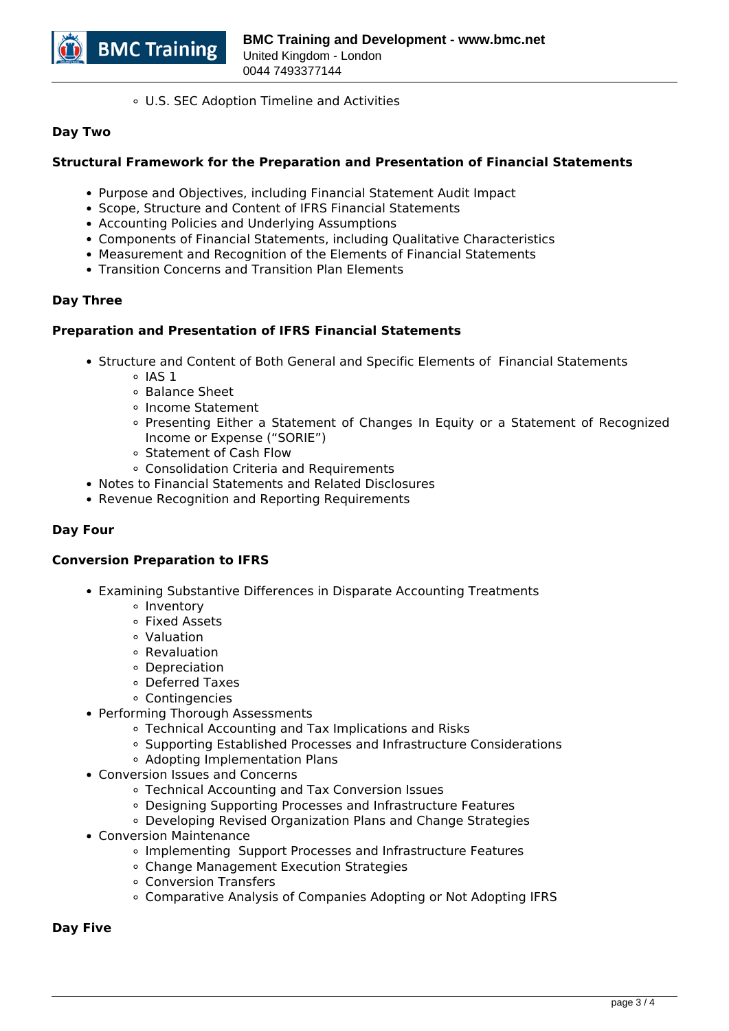- U.S. SEC Adoption Timeline and Activities

**Day Two**

**Structural Framework for the Preparation and Presentation of Financial Statements**

- Purpose and Objectives, including Financial Statement Audit Impact
- Scope, Structure and Content of IFRS Financial Statements
- Accounting Policies and Underlying Assumptions
- Components of Financial Statements, including Qualitative Characteristics
- Measurement and Recognition of the Elements of Financial Statements
- Transition Concerns and Transition Plan Elements

**Day Three**

**Preparation and Presentation of IFRS Financial Statements**

- Structure and Content of Both General and Specific Elements of Financial Statements
    - IAS 1
    - Balance Sheet
    - Income Statement
    - Presenting Either a Statement of Changes In Equity or a Statement of Recognized Income or Expense ("SORIE")
    - Statement of Cash Flow
    - Consolidation Criteria and Requirements
- Notes to Financial Statements and Related Disclosures
- Revenue Recognition and Reporting Requirements

**Day Four**

**Conversion Preparation to IFRS**

- Examining Substantive Differences in Disparate Accounting Treatments
    - Inventory
    - Fixed Assets
    - Valuation
    - Revaluation
    - Depreciation
    - Deferred Taxes
    - Contingencies
- Performing Thorough Assessments
    - Technical Accounting and Tax Implications and Risks
    - Supporting Established Processes and Infrastructure Considerations
    - Adopting Implementation Plans
- Conversion Issues and Concerns
    - Technical Accounting and Tax Conversion Issues
    - Designing Supporting Processes and Infrastructure Features
    - Developing Revised Organization Plans and Change Strategies
- Conversion Maintenance
    - Implementing Support Processes and Infrastructure Features
    - Change Management Execution Strategies
    - Conversion Transfers
    - Comparative Analysis of Companies Adopting or Not Adopting IFRS

**Day Five**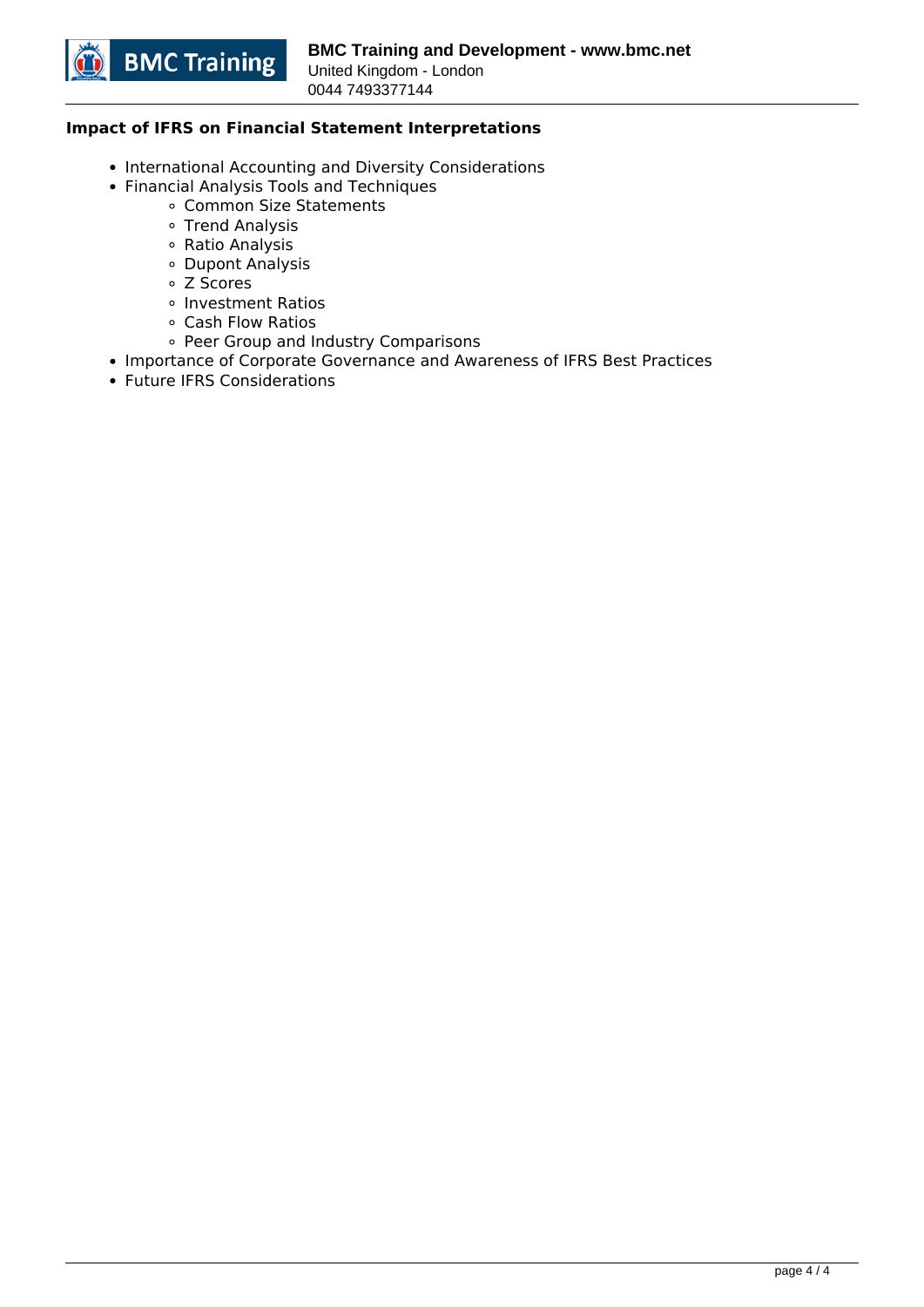**Impact of IFRS on Financial Statement Interpretations**

- International Accounting and Diversity Considerations
- Financial Analysis Tools and Techniques
    - Common Size Statements
    - Trend Analysis
    - Ratio Analysis
    - Dupont Analysis
    - Z Scores
    - Investment Ratios
    - Cash Flow Ratios
    - Peer Group and Industry Comparisons
- Importance of Corporate Governance and Awareness of IFRS Best Practices
- Future IFRS Considerations